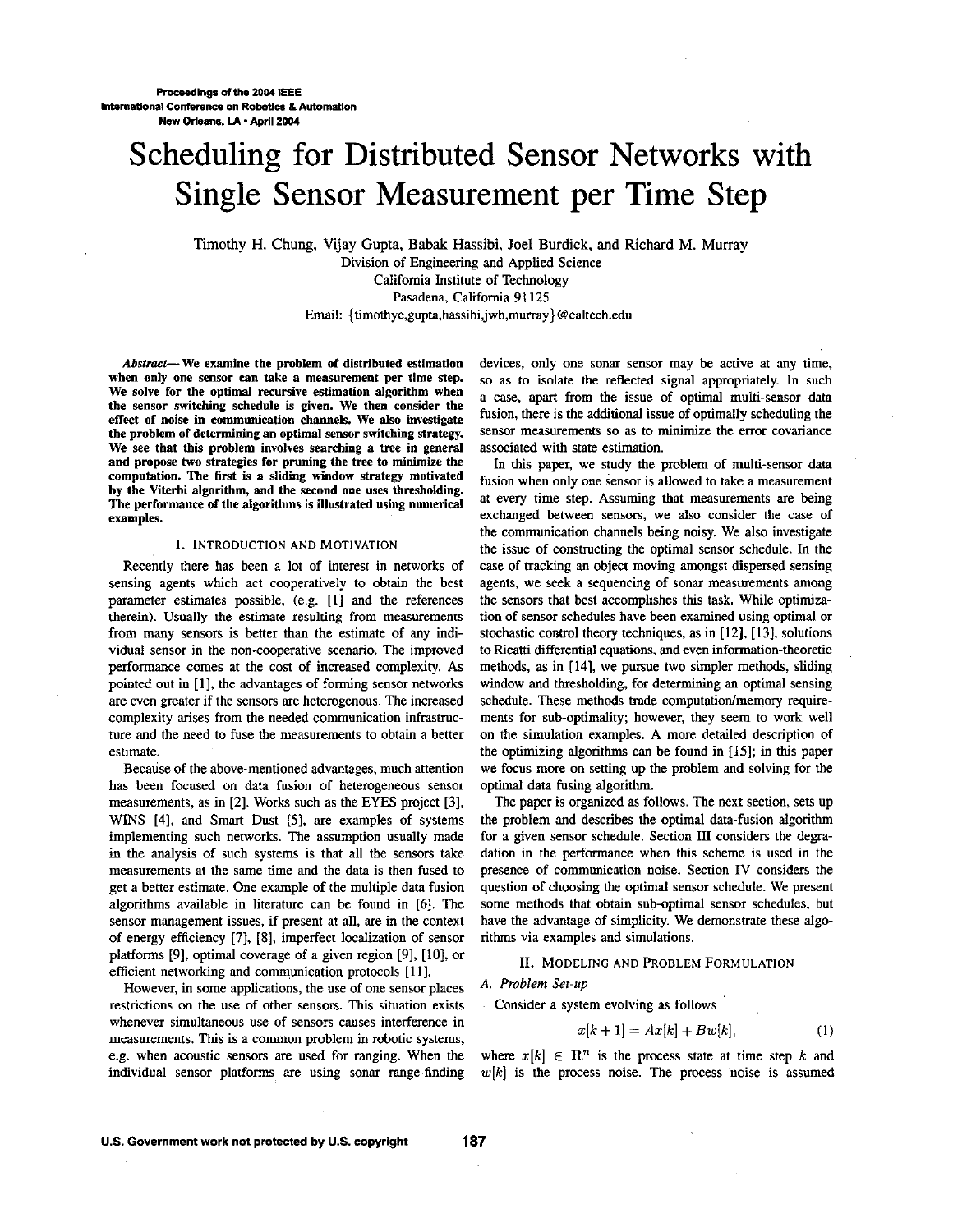# Scheduling for Distributed Sensor Networks with Single Sensor Measurement per Time Step

Timothy H. Chung, Vijay Gupta, Babak Hassibi, Joel Burdick, and Richard M. Murray

Division of Engineering and Applied Science
California Institute of Technology
Pasadena, California 91125
Email: {timothyc,gupta,hassibi,jwb,murray}@caltech.edu

***Abstract*— We examine the problem of distributed estimation when only one sensor can take a measurement per time step. We solve for the optimal recursive estimation algorithm when the sensor switching schedule is given. We then consider the effect of noise in communication channels. We also investigate the problem of determining an optimal sensor switching strategy. We see that this problem involves searching a tree in general and propose two strategies for pruning the tree to minimize the computation. The first is a sliding window strategy motivated by the Viterbi algorithm, and the second one uses thresholding. The performance of the algorithms is illustrated using numerical examples.**

## I. Introduction and Motivation

Recently there has been a lot of interest in networks of sensing agents which act cooperatively to obtain the best parameter estimates possible, (e.g. [1] and the references therein). Usually the estimate resulting from measurements from many sensors is better than the estimate of any individual sensor in the non-cooperative scenario. The improved performance comes at the cost of increased complexity. As pointed out in [1], the advantages of forming sensor networks are even greater if the sensors are heterogenous. The increased complexity arises from the needed communication infrastructure and the need to fuse the measurements to obtain a better estimate.

Because of the above-mentioned advantages, much attention has been focused on data fusion of heterogeneous sensor measurements, as in [2]. Works such as the EYES project [3], WINS [4], and Smart Dust [5], are examples of systems implementing such networks. The assumption usually made in the analysis of such systems is that all the sensors take measurements at the same time and the data is then fused to get a better estimate. One example of the multiple data fusion algorithms available in literature can be found in [6]. The sensor management issues, if present at all, are in the context of energy efficiency [7], [8], imperfect localization of sensor platforms [9], optimal coverage of a given region [9], [10], or efficient networking and communication protocols [11].

However, in some applications, the use of one sensor places restrictions on the use of other sensors. This situation exists whenever simultaneous use of sensors causes interference in measurements. This is a common problem in robotic systems, e.g. when acoustic sensors are used for ranging. When the individual sensor platforms are using sonar range-finding devices, only one sonar sensor may be active at any time, so as to isolate the reflected signal appropriately. In such a case, apart from the issue of optimal multi-sensor data fusion, there is the additional issue of optimally scheduling the sensor measurements so as to minimize the error covariance associated with state estimation.

In this paper, we study the problem of multi-sensor data fusion when only one sensor is allowed to take a measurement at every time step. Assuming that measurements are being exchanged between sensors, we also consider the case of the communication channels being noisy. We also investigate the issue of constructing the optimal sensor schedule. In the case of tracking an object moving amongst dispersed sensing agents, we seek a sequencing of sonar measurements among the sensors that best accomplishes this task. While optimization of sensor schedules have been examined using optimal or stochastic control theory techniques, as in [12], [13], solutions to Ricatti differential equations, and even information-theoretic methods, as in [14], we pursue two simpler methods, sliding window and thresholding, for determining an optimal sensing schedule. These methods trade computation/memory requirements for sub-optimality; however, they seem to work well on the simulation examples. A more detailed description of the optimizing algorithms can be found in [15]; in this paper we focus more on setting up the problem and solving for the optimal data fusing algorithm.

The paper is organized as follows. The next section, sets up the problem and describes the optimal data-fusion algorithm for a given sensor schedule. Section III considers the degradation in the performance when this scheme is used in the presence of communication noise. Section IV considers the question of choosing the optimal sensor schedule. We present some methods that obtain sub-optimal sensor schedules, but have the advantage of simplicity. We demonstrate these algorithms via examples and simulations.

## II. Modeling and Problem Formulation

### A. Problem Set-up

Consider a system evolving as follows

$$x[k+1] = Ax[k] + Bw[k], \tag{1}$$

where $x[k] \in \mathbf{R}^n$ is the process state at time step $k$ and $w[k]$ is the process noise. The process noise is assumed

U.S. Government work not protected by U.S. copyright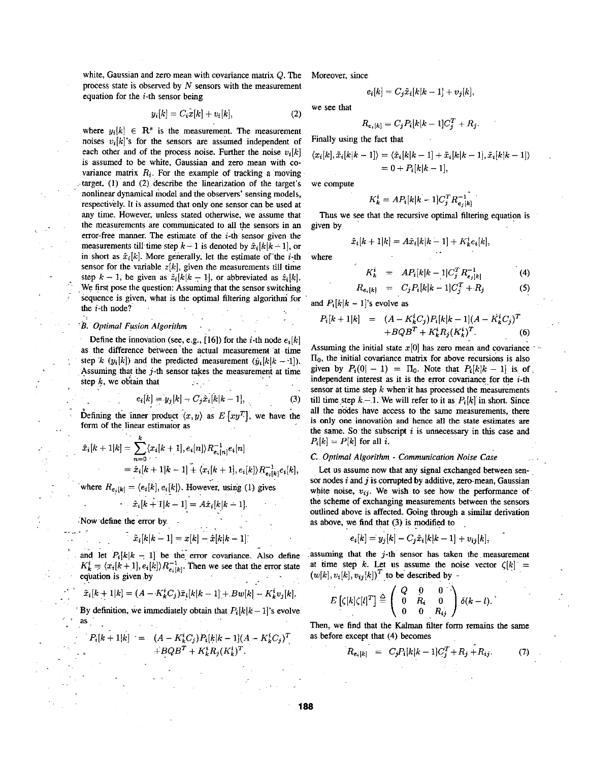white, Gaussian and zero mean with covariance matrix $Q$. The process state is observed by $N$ sensors with the measurement equation for the $i$-th sensor being

$$y_i[k] = C_i x[k] + v_i[k], \tag{2}$$

where $y_i[k] \in \mathbf{R}^s$ is the measurement. The measurement noises $v_i[k]$'s for the sensors are assumed independent of each other and of the process noise. Further the noise $v_i[k]$ is assumed to be white, Gaussian and zero mean with covariance matrix $R_i$. For the example of tracking a moving target, (1) and (2) describe the linearization of the target's nonlinear dynamical model and the observers' sensing models, respectively. It is assumed that only one sensor can be used at any time. However, unless stated otherwise, we assume that the measurements are communicated to all the sensors in an error-free manner. The estimate of the $i$-th sensor given the measurements till time step $k-1$ is denoted by $\hat{x}_i[k|k-1]$, or in short as $\hat{x}_i[k]$. More generally, let the estimate of the $i$-th sensor for the variable $z[k]$, given the measurements till time step $k-1$, be given as $\hat{z}_i[k|k-1]$, or abbreviated as $\hat{z}_i[k]$. We first pose the question: Assuming that the sensor switching sequence is given, what is the optimal filtering algorithm for the $i$-th node?

### B. Optimal Fusion Algorithm

Define the innovation (see, e.g., [16]) for the $i$-th node $e_i[k]$ as the difference between the actual measurement at time step $k$ ($y_i[k]$) and the predicted measurement ($\hat{y}_i[k|k-1]$). Assuming that the $j$-th sensor takes the measurement at time step $k$, we obtain that

$$e_i[k] = y_j[k] - C_j \hat{x}_i[k|k-1], \tag{3}$$

Defining the inner product $\langle x, y \rangle$ as $E\left[xy^T\right]$, we have the form of the linear estimator as

$$\begin{aligned}
\hat{x}_i[k+1|k] &= \sum_{n=0}^{k} \langle x_i[k+1], e_i[n] \rangle R_{e_i[n]}^{-1} e_i[n] \\
&= \hat{x}_i[k+1|k-1] + \langle x_i[k+1], e_i[k] \rangle R_{e_i[k]}^{-1} e_i[k],
\end{aligned}$$

where $R_{e_i[k]} = \langle e_i[k], e_i[k] \rangle$. However, using (1) gives

$$\hat{x}_i[k+1|k-1] = A\hat{x}_i[k|k-1].$$

Now define the error by

$$\tilde{x}_i[k|k-1] = x[k] - \hat{x}[k|k-1]$$

and let $P_i[k|k-1]$ be the error covariance. Also define $K_k^i = \langle x_i[k+1], e_i[k] \rangle R_{e_i[k]}^{-1}$. Then we see that the error state equation is given by

$$\tilde{x}_i[k+1|k] = (A - K_k^i C_j)\tilde{x}_i[k|k-1] + Bw[k] - K_k^i v_j[k].$$

By definition, we immediately obtain that $P_i[k|k-1]$'s evolve as

$$\begin{aligned}
P_i[k+1|k] &= (A - K_k^i C_j) P_i[k|k-1] (A - K_k^i C_j)^T \\
&\quad + BQB^T + K_k^i R_j (K_k^i)^T.
\end{aligned}$$

Moreover, since

$$e_i[k] = C_j \tilde{x}_i[k|k-1] + v_j[k],$$

we see that

$$R_{e_i[k]} = C_j P_i[k|k-1] C_j^T + R_j.$$

Finally using the fact that

$$\begin{aligned}
\langle x_i[k], \tilde{x}_i[k|k-1] \rangle &= \langle \hat{x}_i[k|k-1] + \tilde{x}_i[k|k-1], \tilde{x}_i[k|k-1] \rangle \\
&= 0 + P_i[k|k-1],
\end{aligned}$$

we compute

$$K_k^i = AP_i[k|k-1] C_j^T R_{e_j[k]}^{-1}$$

Thus we see that the recursive optimal filtering equation is given by

$$\hat{x}_i[k+1|k] = A\hat{x}_i[k|k-1] + K_k^i e_i[k],$$

where

$$\begin{aligned}
K_k^i &= AP_i[k|k-1] C_j^T R_{e_j[k]}^{-1} &(4)\\
R_{e_i[k]} &= C_j P_i[k|k-1] C_j^T + R_j &(5)
\end{aligned}$$

and $P_i[k|k-1]$'s evolve as

$$\begin{aligned}
P_i[k+1|k] &= (A - K_k^i C_j) P_i[k|k-1] (A - K_k^i C_j)^T \\
&\quad + BQB^T + K_k^i R_j (K_k^i)^T. 
\end{aligned} \tag{6}$$

Assuming the initial state $x[0]$ has zero mean and covariance $\Pi_0$, the initial covariance matrix for above recursions is also given by $P_i(0|-1) = \Pi_0$. Note that $P_i[k|k-1]$ is of independent interest as it is the error covariance for the $i$-th sensor at time step $k$ when it has processed the measurements till time step $k-1$. We will refer to it as $P_i[k]$ in short. Since all the nodes have access to the same measurements, there is only one innovation and hence all the state estimates are the same. So the subscript $i$ is unnecessary in this case and $P_i[k] = P[k]$ for all $i$.

### C. Optimal Algorithm - Communication Noise Case

Let us assume now that any signal exchanged between sensor nodes $i$ and $j$ is corrupted by additive, zero-mean, Gaussian white noise, $v_{ij}$. We wish to see how the performance of the scheme of exchanging measurements between the sensors outlined above is affected. Going through a similar derivation as above, we find that (3) is modified to

$$e_i[k] = y_j[k] - C_j \hat{x}_i[k|k-1] + v_{ij}[k],$$

assuming that the $j$-th sensor has taken the measurement at time step $k$. Let us assume the noise vector $\zeta[k] = (w[k], v_i[k], v_{ij}[k])^T$ to be described by

$$E\left[\zeta[k]\zeta[l]^T\right] \triangleq \begin{pmatrix} Q & 0 & 0 \\ 0 & R_i & 0 \\ 0 & 0 & R_{ij} \end{pmatrix} \delta(k-l).$$

Then, we find that the Kalman filter form remains the same as before except that (4) becomes

$$R_{e_i[k]} = C_j P_i[k|k-1] C_j^T + R_j + R_{ij}. \tag{7}$$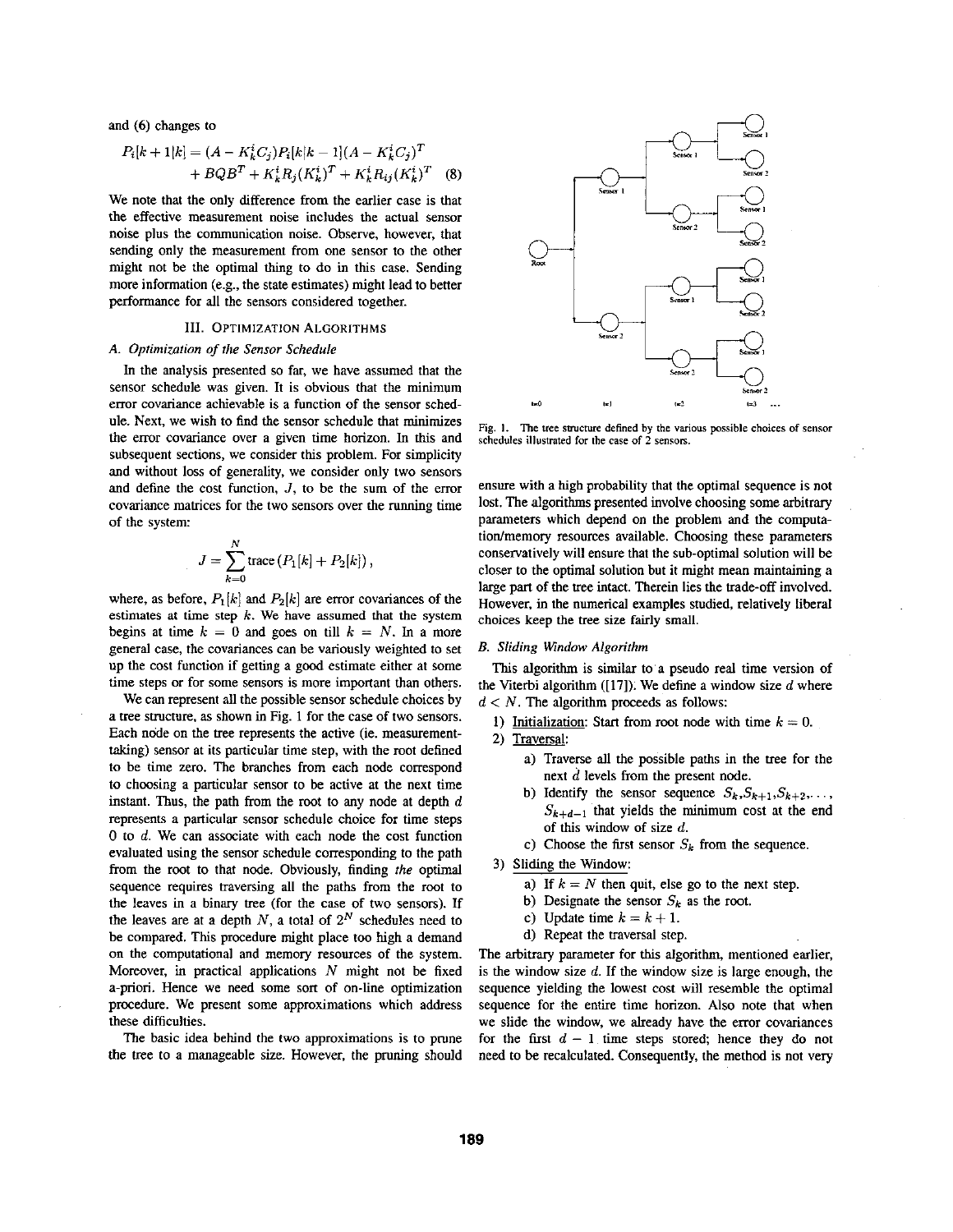and (6) changes to

$$P_i[k+1|k] = (A - K_k^i C_j) P_i[k|k-1] (A - K_k^i C_j)^T + BQB^T + K_k^i R_j (K_k^i)^T + K_k^i R_{ij} (K_k^i)^T \quad (8)$$

We note that the only difference from the earlier case is that the effective measurement noise includes the actual sensor noise plus the communication noise. Observe, however, that sending only the measurement from one sensor to the other might not be the optimal thing to do in this case. Sending more information (e.g., the state estimates) might lead to better performance for all the sensors considered together.

## III. Optimization Algorithms

### A. Optimization of the Sensor Schedule

In the analysis presented so far, we have assumed that the sensor schedule was given. It is obvious that the minimum error covariance achievable is a function of the sensor schedule. Next, we wish to find the sensor schedule that minimizes the error covariance over a given time horizon. In this and subsequent sections, we consider this problem. For simplicity and without loss of generality, we consider only two sensors and define the cost function, $J$, to be the sum of the error covariance matrices for the two sensors over the running time of the system:

$$J = \sum_{k=0}^{N} \text{trace}\left(P_1[k] + P_2[k]\right),$$

where, as before, $P_1[k]$ and $P_2[k]$ are error covariances of the estimates at time step $k$. We have assumed that the system begins at time $k = 0$ and goes on till $k = N$. In a more general case, the covariances can be variously weighted to set up the cost function if getting a good estimate either at some time steps or for some sensors is more important than others.

We can represent all the possible sensor schedule choices by a tree structure, as shown in Fig. 1 for the case of two sensors. Each node on the tree represents the active (ie. measurement-taking) sensor at its particular time step, with the root defined to be time zero. The branches from each node correspond to choosing a particular sensor to be active at the next time instant. Thus, the path from the root to any node at depth $d$ represents a particular sensor schedule choice for time steps 0 to $d$. We can associate with each node the cost function evaluated using the sensor schedule corresponding to the path from the root to that node. Obviously, finding *the* optimal sequence requires traversing all the paths from the root to the leaves in a binary tree (for the case of two sensors). If the leaves are at a depth $N$, a total of $2^N$ schedules need to be compared. This procedure might place too high a demand on the computational and memory resources of the system. Moreover, in practical applications $N$ might not be fixed a-priori. Hence we need some sort of on-line optimization procedure. We present some approximations which address these difficulties.

The basic idea behind the two approximations is to prune the tree to a manageable size. However, the pruning should ensure with a high probability that the optimal sequence is not lost. The algorithms presented involve choosing some arbitrary parameters which depend on the problem and the computation/memory resources available. Choosing these parameters conservatively will ensure that the sub-optimal solution will be closer to the optimal solution but it might mean maintaining a large part of the tree intact. Therein lies the trade-off involved. However, in the numerical examples studied, relatively liberal choices keep the tree size fairly small.

Fig. 1. The tree structure defined by the various possible choices of sensor schedules illustrated for the case of 2 sensors.

### B. Sliding Window Algorithm

This algorithm is similar to a pseudo real time version of the Viterbi algorithm ([17]). We define a window size $d$ where $d < N$. The algorithm proceeds as follows:

1) Initialization: Start from root node with time $k = 0$.
2) Traversal:
   a) Traverse all the possible paths in the tree for the next $d$ levels from the present node.
   b) Identify the sensor sequence $S_k, S_{k+1}, S_{k+2}, \ldots, S_{k+d-1}$ that yields the minimum cost at the end of this window of size $d$.
   c) Choose the first sensor $S_k$ from the sequence.
3) Sliding the Window:
   a) If $k = N$ then quit, else go to the next step.
   b) Designate the sensor $S_k$ as the root.
   c) Update time $k = k + 1$.
   d) Repeat the traversal step.

The arbitrary parameter for this algorithm, mentioned earlier, is the window size $d$. If the window size is large enough, the sequence yielding the lowest cost will resemble the optimal sequence for the entire time horizon. Also note that when we slide the window, we already have the error covariances for the first $d - 1$ time steps stored; hence they do not need to be recalculated. Consequently, the method is not very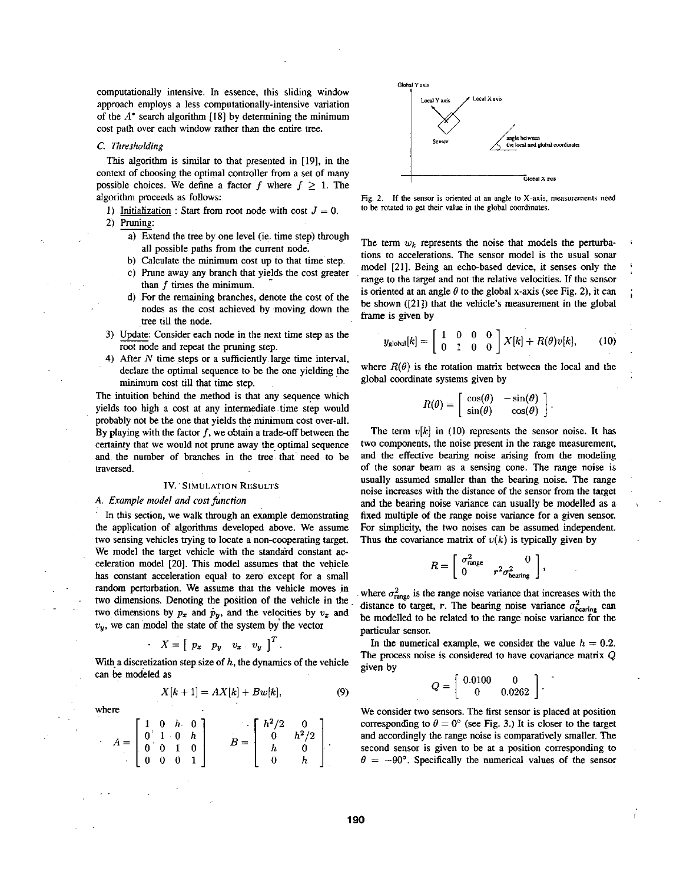computationally intensive. In essence, this sliding window approach employs a less computationally-intensive variation of the $A^*$ search algorithm [18] by determining the minimum cost path over each window rather than the entire tree.

### C. Thresholding

This algorithm is similar to that presented in [19], in the context of choosing the optimal controller from a set of many possible choices. We define a factor $f$ where $f \geq 1$. The algorithm proceeds as follows:

1) Initialization : Start from root node with cost $J = 0$.
2) Pruning:
   a) Extend the tree by one level (ie. time step) through all possible paths from the current node.
   b) Calculate the minimum cost up to that time step.
   c) Prune away any branch that yields the cost greater than $f$ times the minimum.
   d) For the remaining branches, denote the cost of the nodes as the cost achieved by moving down the tree till the node.
3) Update: Consider each node in the next time step as the root node and repeat the pruning step.
4) After $N$ time steps or a sufficiently large time interval, declare the optimal sequence to be the one yielding the minimum cost till that time step.

The intuition behind the method is that any sequence which yields too high a cost at any intermediate time step would probably not be the one that yields the minimum cost over-all. By playing with the factor $f$, we obtain a trade-off between the certainty that we would not prune away the optimal sequence and the number of branches in the tree that need to be traversed.

## IV. Simulation Results

### A. Example model and cost function

In this section, we walk through an example demonstrating the application of algorithms developed above. We assume two sensing vehicles trying to locate a non-cooperating target. We model the target vehicle with the standard constant acceleration model [20]. This model assumes that the vehicle has constant acceleration equal to zero except for a small random perturbation. We assume that the vehicle moves in two dimensions. Denoting the position of the vehicle in the two dimensions by $p_x$ and $p_y$, and the velocities by $v_x$ and $v_y$, we can model the state of the system by the vector

$$X = \begin{bmatrix} p_x & p_y & v_x & v_y \end{bmatrix}^T.$$

With a discretization step size of $h$, the dynamics of the vehicle can be modeled as

$$X[k+1] = AX[k] + Bw[k], \tag{9}$$

where

$$A = \begin{bmatrix} 1 & 0 & h & 0 \\ 0 & 1 & 0 & h \\ 0 & 0 & 1 & 0 \\ 0 & 0 & 0 & 1 \end{bmatrix} \qquad B = \begin{bmatrix} h^2/2 & 0 \\ 0 & h^2/2 \\ h & 0 \\ 0 & h \end{bmatrix}.$$

Fig. 2. If the sensor is oriented at an angle to X-axis, measurements need to be rotated to get their value in the global coordinates.

The term $w_k$ represents the noise that models the perturbations to accelerations. The sensor model is the usual sonar model [21]. Being an echo-based device, it senses only the range to the target and not the relative velocities. If the sensor is oriented at an angle $\theta$ to the global x-axis (see Fig. 2), it can be shown ([21]) that the vehicle's measurement in the global frame is given by

$$y_{\text{global}}[k] = \begin{bmatrix} 1 & 0 & 0 & 0 \\ 0 & 1 & 0 & 0 \end{bmatrix} X[k] + R(\theta)v[k], \tag{10}$$

where $R(\theta)$ is the rotation matrix between the local and the global coordinate systems given by

$$R(\theta) = \begin{bmatrix} \cos(\theta) & -\sin(\theta) \\ \sin(\theta) & \cos(\theta) \end{bmatrix}.$$

The term $v[k]$ in (10) represents the sensor noise. It has two components, the noise present in the range measurement, and the effective bearing noise arising from the modeling of the sonar beam as a sensing cone. The range noise is usually assumed smaller than the bearing noise. The range noise increases with the distance of the sensor from the target and the bearing noise variance can usually be modelled as a fixed multiple of the range noise variance for a given sensor. For simplicity, the two noises can be assumed independent. Thus the covariance matrix of $v(k)$ is typically given by

$$R = \begin{bmatrix} \sigma^2_{\text{range}} & 0 \\ 0 & r^2\sigma^2_{\text{bearing}} \end{bmatrix},$$

where $\sigma^2_{\text{range}}$ is the range noise variance that increases with the distance to target, $r$. The bearing noise variance $\sigma^2_{\text{bearing}}$ can be modelled to be related to the range noise variance for the particular sensor.

In the numerical example, we consider the value $h = 0.2$. The process noise is considered to have covariance matrix $Q$ given by

$$Q = \begin{bmatrix} 0.0100 & 0 \\ 0 & 0.0262 \end{bmatrix}.$$

We consider two sensors. The first sensor is placed at position corresponding to $\theta = 0°$ (see Fig. 3.) It is closer to the target and accordingly the range noise is comparatively smaller. The second sensor is given to be at a position corresponding to $\theta = -90°$. Specifically the numerical values of the sensor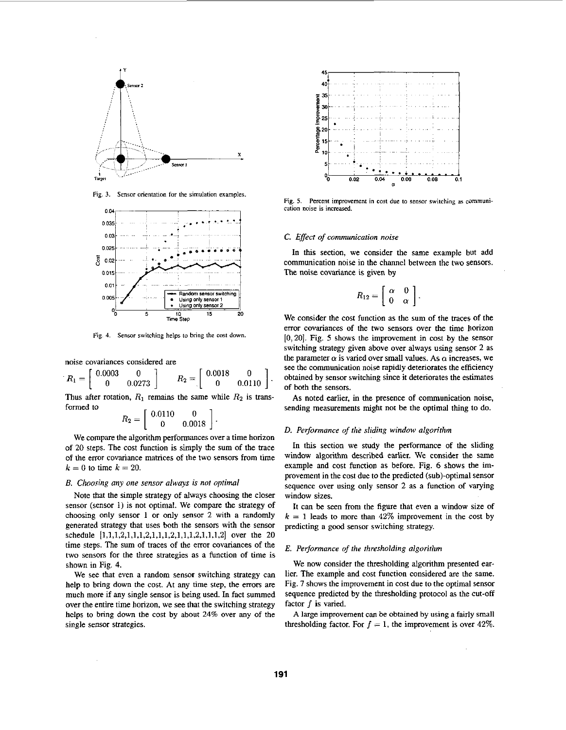Fig. 3. Sensor orientation for the simulation examples.

Fig. 4. Sensor switching helps to bring the cost down.

noise covariances considered are

$$R_1 = \begin{bmatrix} 0.0003 & 0 \\ 0 & 0.0273 \end{bmatrix} \quad R_2 = \begin{bmatrix} 0.0018 & 0 \\ 0 & 0.0110 \end{bmatrix}.$$

Thus after rotation, $R_1$ remains the same while $R_2$ is transformed to

$$R_2 = \begin{bmatrix} 0.0110 & 0 \\ 0 & 0.0018 \end{bmatrix}.$$

We compare the algorithm performances over a time horizon of 20 steps. The cost function is simply the sum of the trace of the error covariance matrices of the two sensors from time $k = 0$ to time $k = 20$.

### B. Choosing any one sensor always is not optimal

Note that the simple strategy of always choosing the closer sensor (sensor 1) is not optimal. We compare the strategy of choosing only sensor 1 or only sensor 2 with a randomly generated strategy that uses both the sensors with the sensor schedule [1,1,1,2,1,1,1,2,1,1,1,2,1,1,1,2,1,1,1,2] over the 20 time steps. The sum of traces of the error covariances of the two sensors for the three strategies as a function of time is shown in Fig. 4.

We see that even a random sensor switching strategy can help to bring down the cost. At any time step, the errors are much more if any single sensor is being used. In fact summed over the entire time horizon, we see that the switching strategy helps to bring down the cost by about 24% over any of the single sensor strategies.

Fig. 5. Percent improvement in cost due to sensor switching as communication noise is increased.

### C. Effect of communication noise

In this section, we consider the same example but add communication noise in the channel between the two sensors. The noise covariance is given by

$$R_{12} = \begin{bmatrix} \alpha & 0 \\ 0 & \alpha \end{bmatrix}.$$

We consider the cost function as the sum of the traces of the error covariances of the two sensors over the time horizon $[0, 20]$. Fig. 5 shows the improvement in cost by the sensor switching strategy given above over always using sensor 2 as the parameter $\alpha$ is varied over small values. As $\alpha$ increases, we see the communication noise rapidly deteriorates the efficiency obtained by sensor switching since it deteriorates the estimates of both the sensors.

As noted earlier, in the presence of communication noise, sending measurements might not be the optimal thing to do.

### D. Performance of the sliding window algorithm

In this section we study the performance of the sliding window algorithm described earlier. We consider the same example and cost function as before. Fig. 6 shows the improvement in the cost due to the predicted (sub)-optimal sensor sequence over using only sensor 2 as a function of varying window sizes.

It can be seen from the figure that even a window size of $k = 1$ leads to more than 42% improvement in the cost by predicting a good sensor switching strategy.

### E. Performance of the thresholding algorithm

We now consider the thresholding algorithm presented earlier. The example and cost function considered are the same. Fig. 7 shows the improvement in cost due to the optimal sensor sequence predicted by the thresholding protocol as the cut-off factor $f$ is varied.

A large improvement can be obtained by using a fairly small thresholding factor. For $f = 1$, the improvement is over 42%.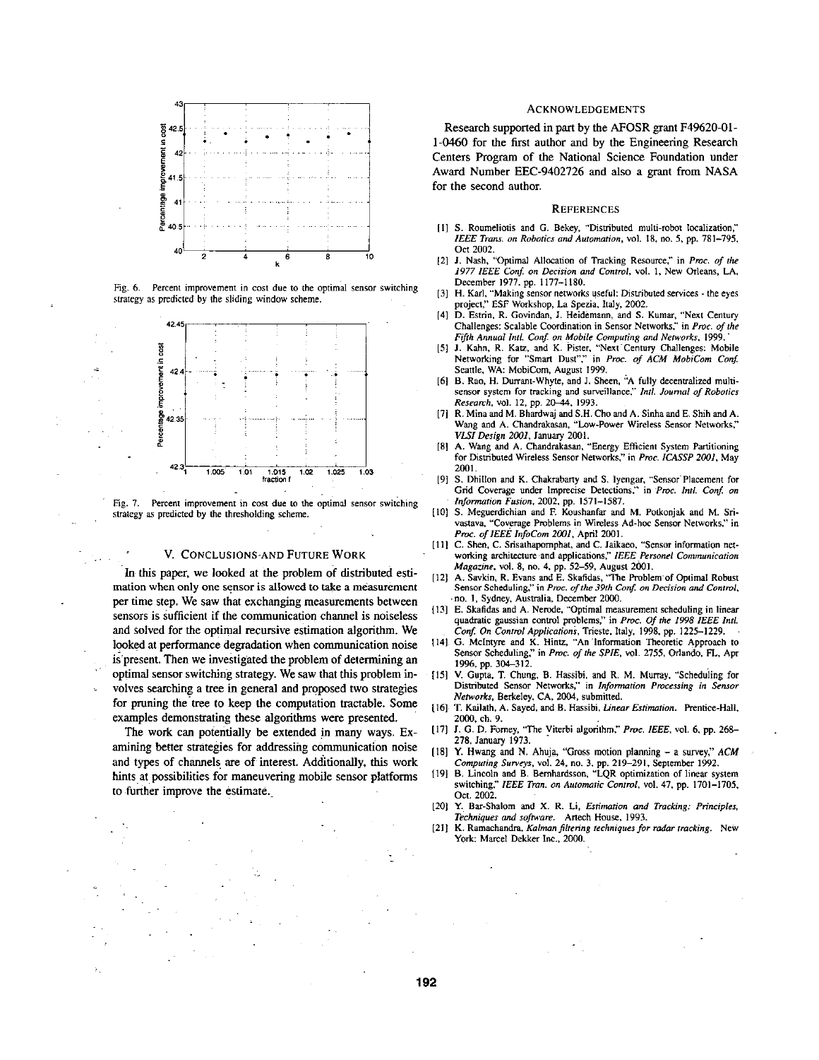43

42.5

42

41.5

41

40.5

40

Percentage improvement in cost

2 4 6 8 10

k

Fig. 6. Percent improvement in cost due to the optimal sensor switching strategy as predicted by the sliding window scheme.

42.45

42.4

42.35

42.3

Percentage improvement in cost

1 1.005 1.01 1.015 1.02 1.025 1.03

fraction f

Fig. 7. Percent improvement in cost due to the optimal sensor switching strategy as predicted by the thresholding scheme.

## V. Conclusions and Future Work

In this paper, we looked at the problem of distributed estimation when only one sensor is allowed to take a measurement per time step. We saw that exchanging measurements between sensors is sufficient if the communication channel is noiseless and solved for the optimal recursive estimation algorithm. We looked at performance degradation when communication noise is present. Then we investigated the problem of determining an optimal sensor switching strategy. We saw that this problem involves searching a tree in general and proposed two strategies for pruning the tree to keep the computation tractable. Some examples demonstrating these algorithms were presented.

The work can potentially be extended in many ways. Examining better strategies for addressing communication noise and types of channels are of interest. Additionally, this work hints at possibilities for maneuvering mobile sensor platforms to further improve the estimate.

## Acknowledgements

Research supported in part by the AFOSR grant F49620-01-1-0460 for the first author and by the Engineering Research Centers Program of the National Science Foundation under Award Number EEC-9402726 and also a grant from NASA for the second author.

## References

[1] S. Roumeliotis and G. Bekey, "Distributed multi-robot localization," *IEEE Trans. on Robotics and Automation*, vol. 18, no. 5, pp. 781–795, Oct 2002.

[2] J. Nash, "Optimal Allocation of Tracking Resource," in *Proc. of the 1977 IEEE Conf. on Decision and Control*, vol. 1, New Orleans, LA, December 1977, pp. 1177–1180.

[3] H. Karl, "Making sensor networks useful: Distributed services - the eyes project," ESF Workshop, La Spezia, Italy, 2002.

[4] D. Estrin, R. Govindan, J. Heidemann, and S. Kumar, "Next Century Challenges: Scalable Coordination in Sensor Networks," in *Proc. of the Fifth Annual Intl. Conf. on Mobile Computing and Networks*, 1999.

[5] J. Kahn, R. Katz, and K. Pister, "Next Century Challenges: Mobile Networking for "Smart Dust"," in *Proc. of ACM MobiCom Conf.* Seattle, WA: MobiCom, August 1999.

[6] B. Rao, H. Durrant-Whyte, and J. Sheen, "A fully decentralized multi-sensor system for tracking and surveillance," *Intl. Journal of Robotics Research*, vol. 12, pp. 20–44, 1993.

[7] R. Mina and M. Bhardwaj and S.H. Cho and A. Sinha and E. Shih and A. Wang and A. Chandrakasan, "Low-Power Wireless Sensor Networks," *VLSI Design 2001*, January 2001.

[8] A. Wang and A. Chandrakasan, "Energy Efficient System Partitioning for Distributed Wireless Sensor Networks," in *Proc. ICASSP 2001*, May 2001.

[9] S. Dhillon and K. Chakrabarty and S. Iyengar, "Sensor Placement for Grid Coverage under Imprecise Detections," in *Proc. Intl. Conf. on Information Fusion*, 2002, pp. 1571–1587.

[10] S. Meguerdichian and F. Koushanfar and M. Potkonjak and M. Srivastava, "Coverage Problems in Wireless Ad-hoc Sensor Networks," in *Proc. of IEEE InfoCom 2001*, April 2001.

[11] C. Shen, C. Srisathapornphat, and C. Jaikaeo, "Sensor information networking architecture and applications," *IEEE Personel Communication Magazine*, vol. 8, no. 4, pp. 52–59, August 2001.

[12] A. Savkin, R. Evans and E. Skafidas, "The Problem of Optimal Robust Sensor Scheduling," in *Proc. of the 39th Conf. on Decision and Control*, no. 1, Sydney, Australia, December 2000.

[13] E. Skafidas and A. Nerode, "Optimal measurement scheduling in linear quadratic gaussian control problems," in *Proc. Of the 1998 IEEE Intl. Conf. On Control Applications*, Trieste, Italy, 1998, pp. 1225–1229.

[14] G. McIntyre and K. Hintz, "An Information Theoretic Approach to Sensor Scheduling," in *Proc. of the SPIE*, vol. 2755, Orlando, FL, Apr 1996, pp. 304–312.

[15] V. Gupta, T. Chung, B. Hassibi, and R. M. Murray, "Scheduling for Distributed Sensor Networks," in *Information Processing in Sensor Networks*, Berkeley, CA, 2004, submitted.

[16] T. Kailath, A. Sayed, and B. Hassibi, *Linear Estimation*. Prentice-Hall, 2000, ch. 9.

[17] J. G. D. Forney, "The Viterbi algorithm," *Proc. IEEE*, vol. 6, pp. 268–278, January 1973.

[18] Y. Hwang and N. Ahuja, "Gross motion planning – a survey," *ACM Computing Surveys*, vol. 24, no. 3, pp. 219–291, September 1992.

[19] B. Lincoln and B. Bernhardsson, "LQR optimization of linear system switching," *IEEE Tran. on Automatic Control*, vol. 47, pp. 1701–1705, Oct. 2002.

[20] Y. Bar-Shalom and X. R. Li, *Estimation and Tracking: Principles, Techniques and software*. Artech House, 1993.

[21] K. Ramachandra, *Kalman filtering techniques for radar tracking*. New York: Marcel Dekker Inc., 2000.